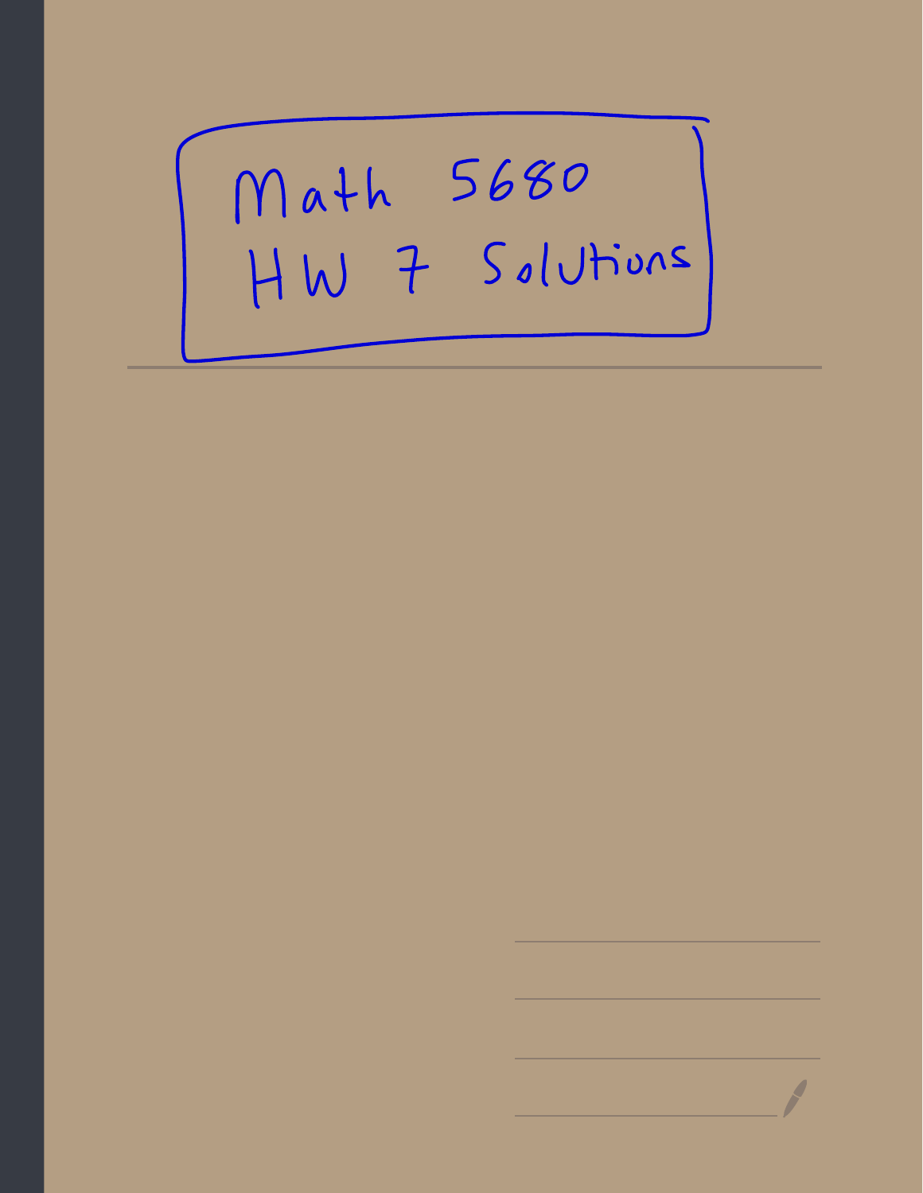# Math 5680
# HW 7 Solutions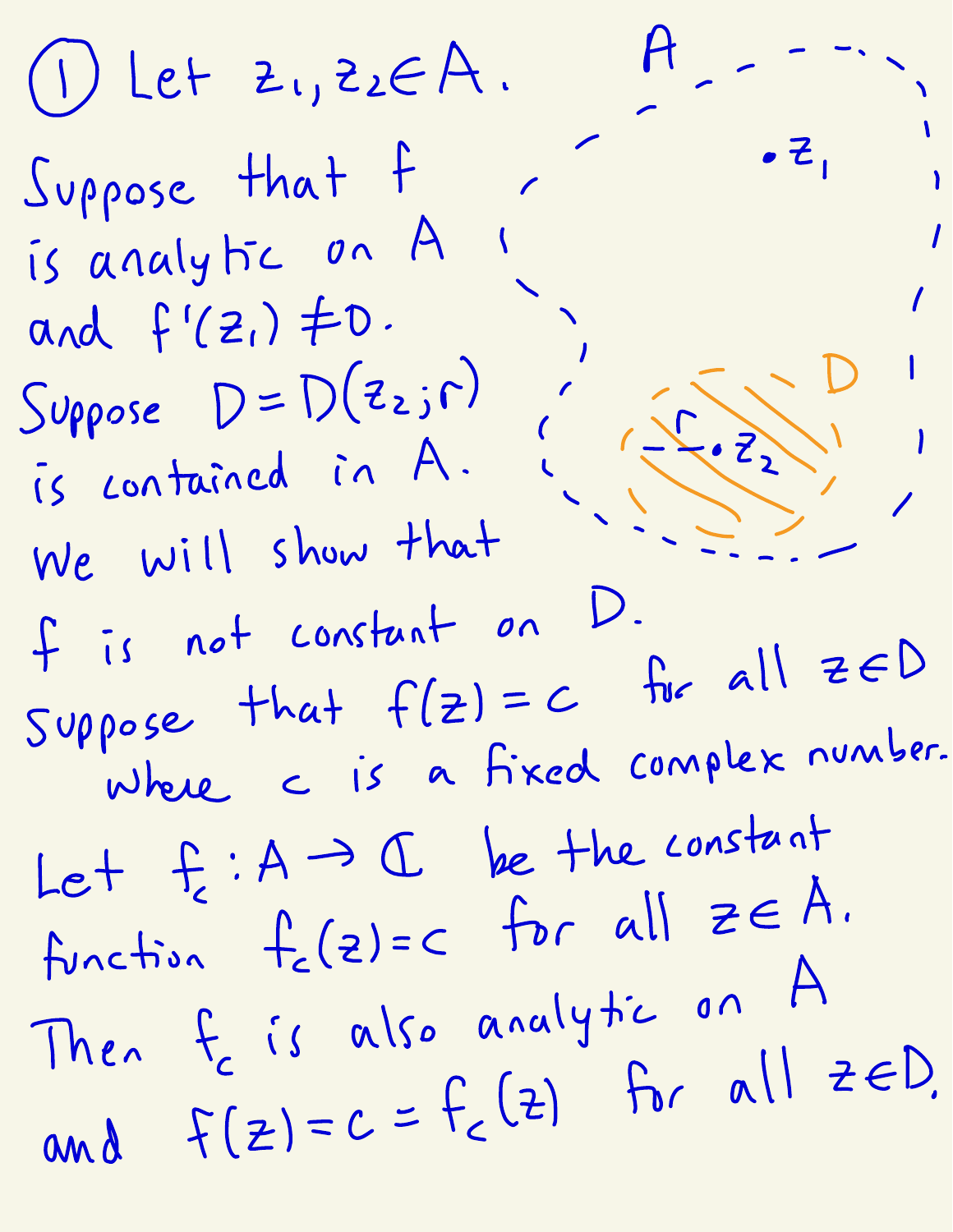① Let $z_1, z_2 \in A$.

Suppose that $f$ is analytic on $A$ and $f'(z_1) \neq 0$.

Suppose $D = D(z_2; r)$ is contained in $A$.

We will show that $f$ is not constant on $D$.

Suppose that $f(z) = c$ for all $z \in D$ where $c$ is a fixed complex number.

Let $f_c : A \to \mathbb{C}$ be the constant function $f_c(z) = c$ for all $z \in A$.

Then $f_c$ is also analytic on $A$ and $f(z) = c = f_c(z)$ for all $z \in D$.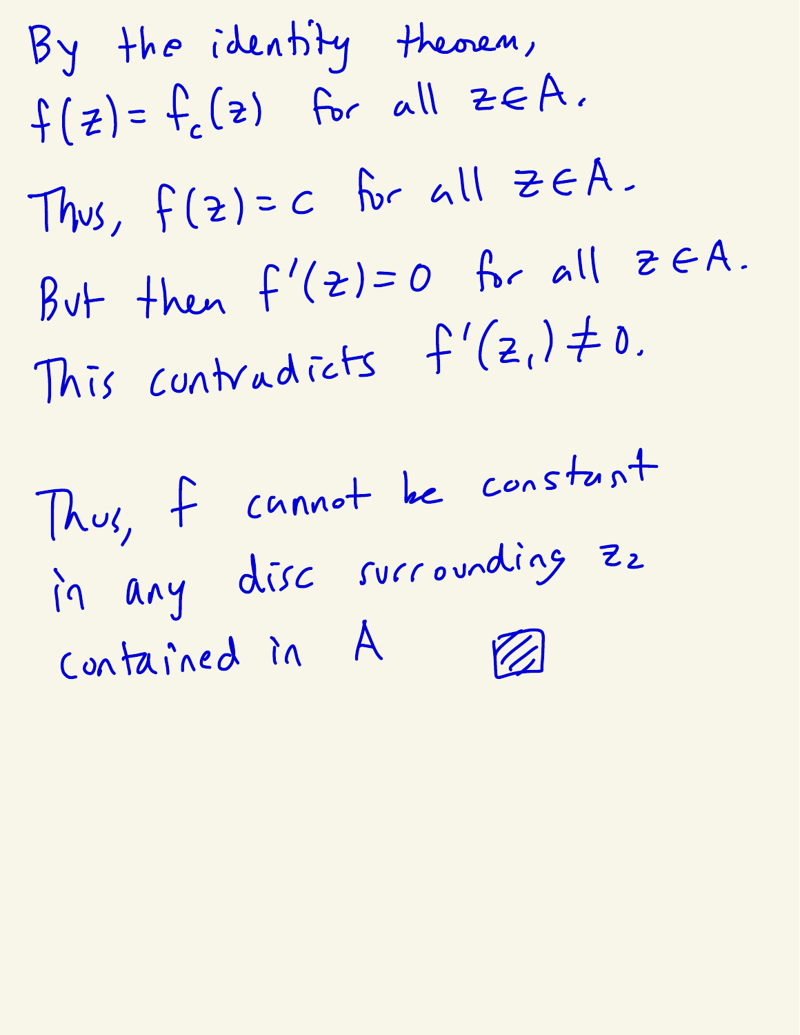By the identity theorem,
$f(z) = f_c(z)$ for all $z \in A$.

Thus, $f(z) = c$ for all $z \in A$.

But then $f'(z) = 0$ for all $z \in A$.

This contradicts $f'(z_1) \neq 0$.

Thus, $f$ cannot be constant in any disc surrounding $z_2$ contained in $A$ ▨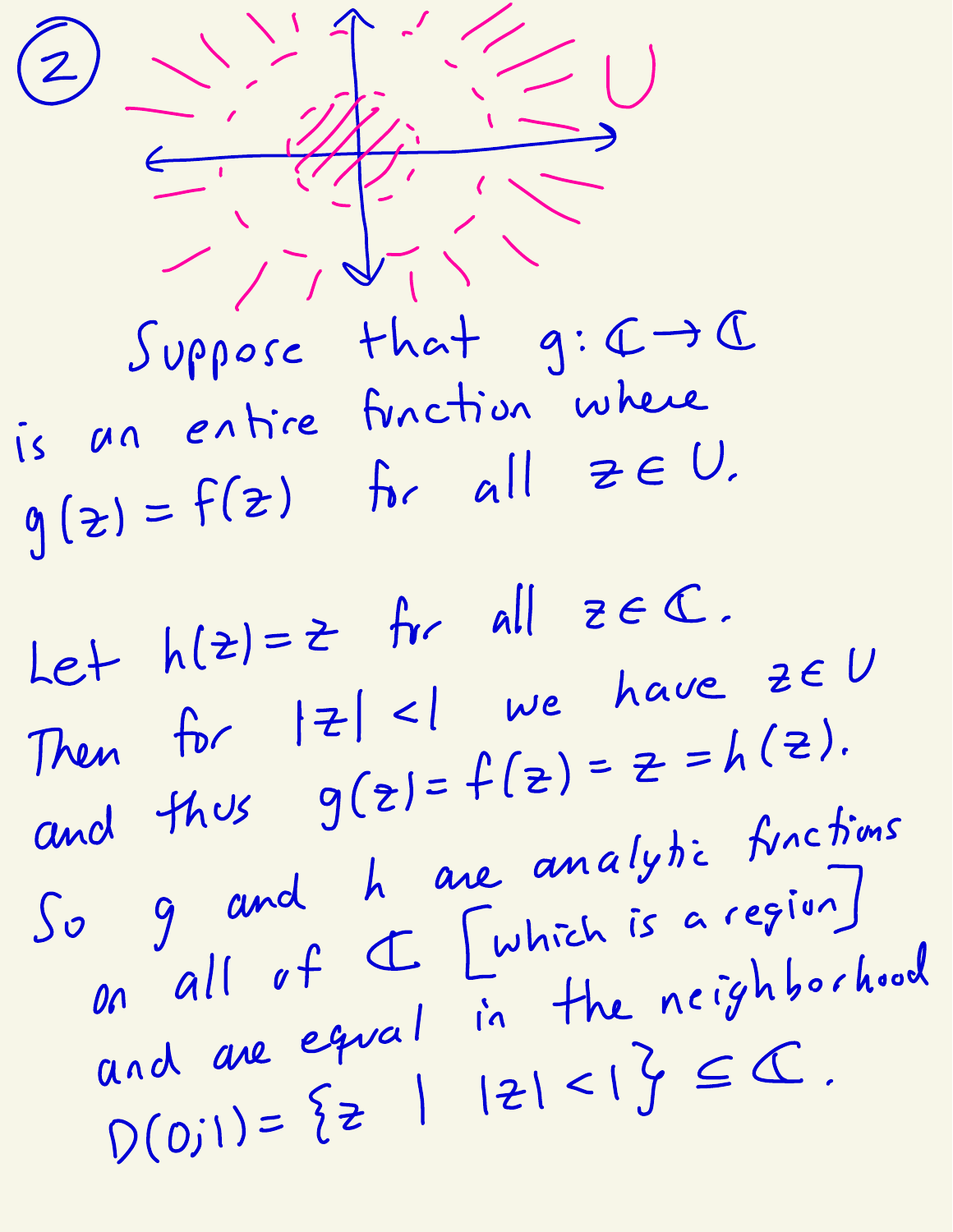(2)

$U$

Suppose that $g: \mathbb{C} \to \mathbb{C}$ is an entire function where $g(z) = f(z)$ for all $z \in U$.

Let $h(z) = z$ for all $z \in \mathbb{C}$.
Then for $|z| < 1$ we have $z \in U$ and thus $g(z) = f(z) = z = h(z)$.
So $g$ and $h$ are analytic functions on all of $\mathbb{C}$ [which is a region] and are equal in the neighborhood $D(0;1) = \{z \mid |z| < 1\} \subseteq \mathbb{C}$.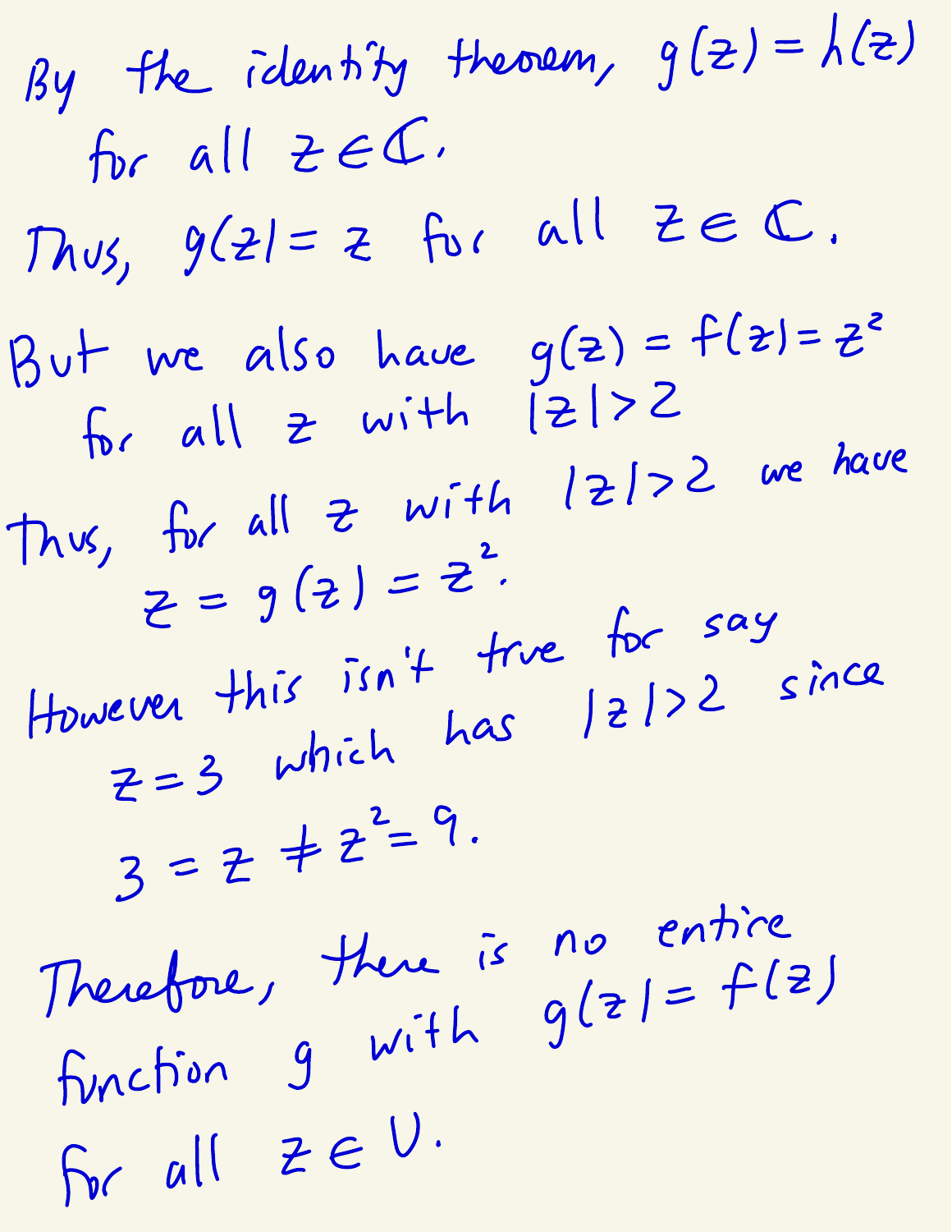By the identity theorem, $g(z) = h(z)$ for all $z \in \mathbb{C}$.

Thus, $g(z) = z$ for all $z \in \mathbb{C}$.

But we also have $g(z) = f(z) = z^2$ for all $z$ with $|z| > 2$

Thus, for all $z$ with $|z| > 2$ we have

$$z = g(z) = z^2.$$

However this isn't true for say $z = 3$ which has $|z| > 2$ since

$$3 = z \neq z^2 = 9.$$

Therefore, there is no entire function $g$ with $g(z) = f(z)$ for all $z \in U$.